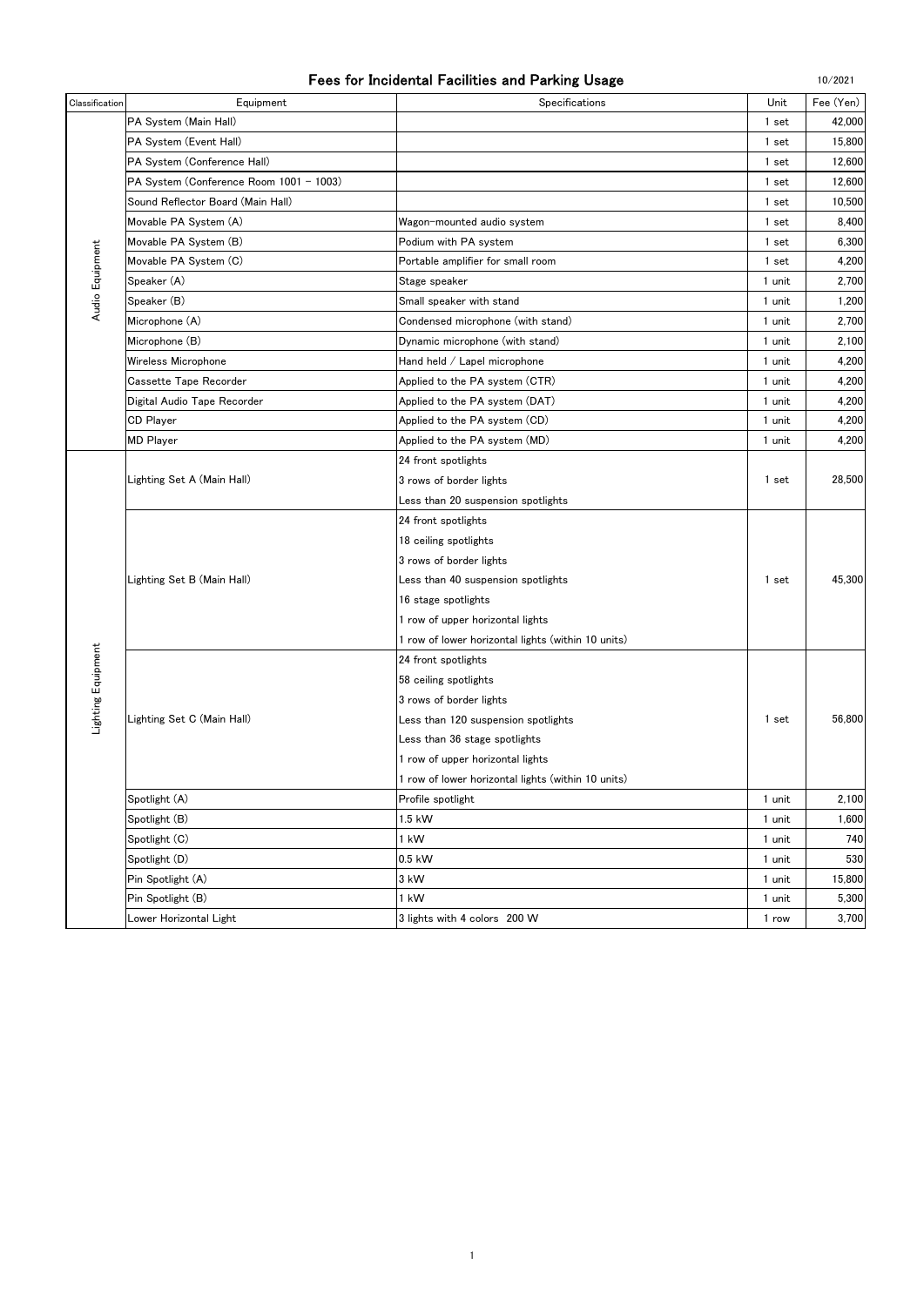# Fees for Incidental Facilities and Parking Usage

10/2021

| Classification | Equipment | Specifications | Unit | Fee (Yen) |
|---|---|---|---|---|
| Audio Equipment | PA System (Main Hall) | | 1 set | 42,000 |
| | PA System (Event Hall) | | 1 set | 15,800 |
| | PA System (Conference Hall) | | 1 set | 12,600 |
| | PA System (Conference Room 1001 – 1003) | | 1 set | 12,600 |
| | Sound Reflector Board (Main Hall) | | 1 set | 10,500 |
| | Movable PA System (A) | Wagon-mounted audio system | 1 set | 8,400 |
| | Movable PA System (B) | Podium with PA system | 1 set | 6,300 |
| | Movable PA System (C) | Portable amplifier for small room | 1 set | 4,200 |
| | Speaker (A) | Stage speaker | 1 unit | 2,700 |
| | Speaker (B) | Small speaker with stand | 1 unit | 1,200 |
| | Microphone (A) | Condensed microphone (with stand) | 1 unit | 2,700 |
| | Microphone (B) | Dynamic microphone (with stand) | 1 unit | 2,100 |
| | Wireless Microphone | Hand held / Lapel microphone | 1 unit | 4,200 |
| | Cassette Tape Recorder | Applied to the PA system (CTR) | 1 unit | 4,200 |
| | Digital Audio Tape Recorder | Applied to the PA system (DAT) | 1 unit | 4,200 |
| | CD Player | Applied to the PA system (CD) | 1 unit | 4,200 |
| | MD Player | Applied to the PA system (MD) | 1 unit | 4,200 |
| Lighting Equipment | Lighting Set A (Main Hall) | 24 front spotlights<br>3 rows of border lights<br>Less than 20 suspension spotlights | 1 set | 28,500 |
| | Lighting Set B (Main Hall) | 24 front spotlights<br>18 ceiling spotlights<br>3 rows of border lights<br>Less than 40 suspension spotlights<br>16 stage spotlights<br>1 row of upper horizontal lights<br>1 row of lower horizontal lights (within 10 units) | 1 set | 45,300 |
| | Lighting Set C (Main Hall) | 24 front spotlights<br>58 ceiling spotlights<br>3 rows of border lights<br>Less than 120 suspension spotlights<br>Less than 36 stage spotlights<br>1 row of upper horizontal lights<br>1 row of lower horizontal lights (within 10 units) | 1 set | 56,800 |
| | Spotlight (A) | Profile spotlight | 1 unit | 2,100 |
| | Spotlight (B) | 1.5 kW | 1 unit | 1,600 |
| | Spotlight (C) | 1 kW | 1 unit | 740 |
| | Spotlight (D) | 0.5 kW | 1 unit | 530 |
| | Pin Spotlight (A) | 3 kW | 1 unit | 15,800 |
| | Pin Spotlight (B) | 1 kW | 1 unit | 5,300 |
| | Lower Horizontal Light | 3 lights with 4 colors 200 W | 1 row | 3,700 |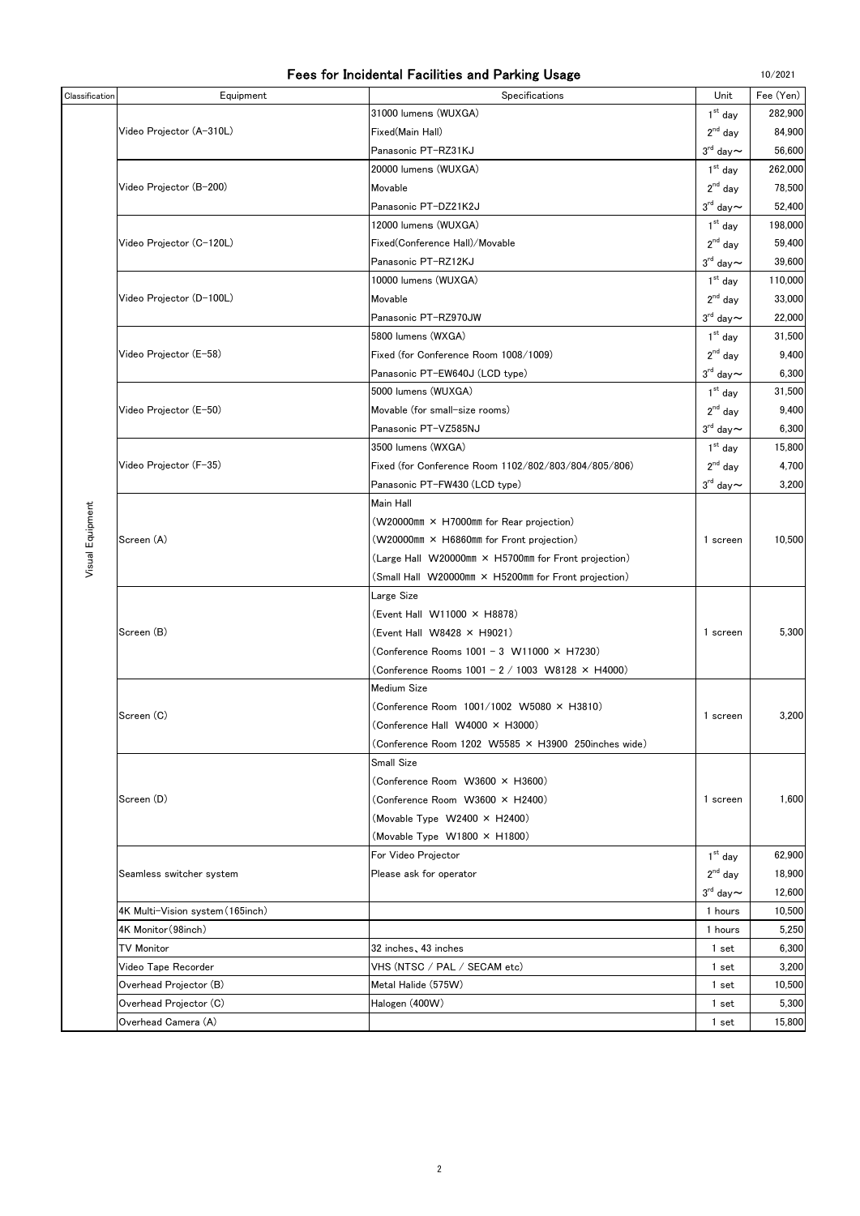# Fees for Incidental Facilities and Parking Usage

10/2021

| Classification | Equipment | Specifications | Unit | Fee (Yen) |
|---|---|---|---|---|
| Visual Equipment | Video Projector (A-310L) | 31000 lumens (WUXGA) | 1st day | 282,900 |
| | | Fixed(Main Hall) | 2nd day | 84,900 |
| | | Panasonic PT-RZ31KJ | 3rd day～ | 56,600 |
| | Video Projector (B-200) | 20000 lumens (WUXGA) | 1st day | 262,000 |
| | | Movable | 2nd day | 78,500 |
| | | Panasonic PT-DZ21K2J | 3rd day～ | 52,400 |
| | Video Projector (C-120L) | 12000 lumens (WUXGA) | 1st day | 198,000 |
| | | Fixed(Conference Hall)/Movable | 2nd day | 59,400 |
| | | Panasonic PT-RZ12KJ | 3rd day～ | 39,600 |
| | Video Projector (D-100L) | 10000 lumens (WUXGA) | 1st day | 110,000 |
| | | Movable | 2nd day | 33,000 |
| | | Panasonic PT-RZ970JW | 3rd day～ | 22,000 |
| | Video Projector (E-58) | 5800 lumens (WXGA) | 1st day | 31,500 |
| | | Fixed (for Conference Room 1008/1009) | 2nd day | 9,400 |
| | | Panasonic PT-EW640J (LCD type) | 3rd day～ | 6,300 |
| | Video Projector (E-50) | 5000 lumens (WUXGA) | 1st day | 31,500 |
| | | Movable (for small-size rooms) | 2nd day | 9,400 |
| | | Panasonic PT-VZ585NJ | 3rd day～ | 6,300 |
| | Video Projector (F-35) | 3500 lumens (WXGA) | 1st day | 15,800 |
| | | Fixed (for Conference Room 1102/802/803/804/805/806) | 2nd day | 4,700 |
| | | Panasonic PT-FW430 (LCD type) | 3rd day～ | 3,200 |
| | Screen (A) | Main Hall<br>(W20000㎜ × H7000㎜ for Rear projection)<br>(W20000㎜ × H6860㎜ for Front projection)<br>(Large Hall W20000㎜ × H5700㎜ for Front projection)<br>(Small Hall W20000㎜ × H5200㎜ for Front projection) | 1 screen | 10,500 |
| | Screen (B) | Large Size<br>(Event Hall W11000 × H8878)<br>(Event Hall W8428 × H9021)<br>(Conference Rooms 1001 - 3 W11000 × H7230)<br>(Conference Rooms 1001 - 2 / 1003 W8128 × H4000) | 1 screen | 5,300 |
| | Screen (C) | Medium Size<br>(Conference Room 1001/1002 W5080 × H3810)<br>(Conference Hall W4000 × H3000)<br>(Conference Room 1202 W5585 × H3900 250inches wide) | 1 screen | 3,200 |
| | Screen (D) | Small Size<br>(Conference Room W3600 × H3600)<br>(Conference Room W3600 × H2400)<br>(Movable Type W2400 × H2400)<br>(Movable Type W1800 × H1800) | 1 screen | 1,600 |
| | Seamless switcher system | For Video Projector | 1st day | 62,900 |
| | | Please ask for operator | 2nd day | 18,900 |
| | | | 3rd day～ | 12,600 |
| | 4K Multi-Vision system(165inch) | | 1 hours | 10,500 |
| | 4K Monitor(98inch) | | 1 hours | 5,250 |
| | TV Monitor | 32 inches、43 inches | 1 set | 6,300 |
| | Video Tape Recorder | VHS (NTSC / PAL / SECAM etc) | 1 set | 3,200 |
| | Overhead Projector (B) | Metal Halide (575W) | 1 set | 10,500 |
| | Overhead Projector (C) | Halogen (400W) | 1 set | 5,300 |
| | Overhead Camera (A) | | 1 set | 15,800 |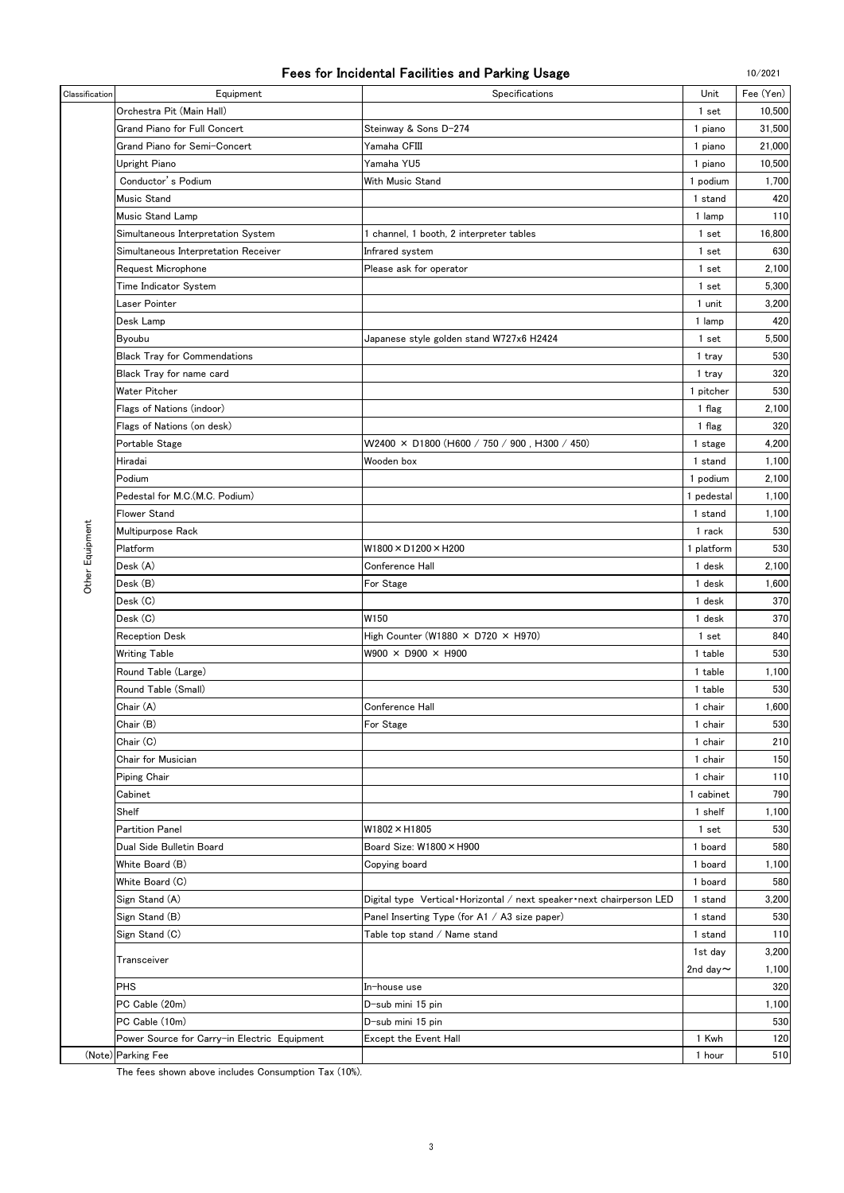# Fees for Incidental Facilities and Parking Usage

10/2021

| Classification | Equipment | Specifications | Unit | Fee (Yen) |
|---|---|---|---|---|
| Other Equipment | Orchestra Pit (Main Hall) | | 1 set | 10,500 |
| | Grand Piano for Full Concert | Steinway & Sons D-274 | 1 piano | 31,500 |
| | Grand Piano for Semi-Concert | Yamaha CFIII | 1 piano | 21,000 |
| | Upright Piano | Yamaha YU5 | 1 piano | 10,500 |
| | Conductor's Podium | With Music Stand | 1 podium | 1,700 |
| | Music Stand | | 1 stand | 420 |
| | Music Stand Lamp | | 1 lamp | 110 |
| | Simultaneous Interpretation System | 1 channel, 1 booth, 2 interpreter tables | 1 set | 16,800 |
| | Simultaneous Interpretation Receiver | Infrared system | 1 set | 630 |
| | Request Microphone | Please ask for operator | 1 set | 2,100 |
| | Time Indicator System | | 1 set | 5,300 |
| | Laser Pointer | | 1 unit | 3,200 |
| | Desk Lamp | | 1 lamp | 420 |
| | Byoubu | Japanese style golden stand W727x6 H2424 | 1 set | 5,500 |
| | Black Tray for Commendations | | 1 tray | 530 |
| | Black Tray for name card | | 1 tray | 320 |
| | Water Pitcher | | 1 pitcher | 530 |
| | Flags of Nations (indoor) | | 1 flag | 2,100 |
| | Flags of Nations (on desk) | | 1 flag | 320 |
| | Portable Stage | W2400 × D1800 (H600 / 750 / 900 , H300 / 450) | 1 stage | 4,200 |
| | Hiradai | Wooden box | 1 stand | 1,100 |
| | Podium | | 1 podium | 2,100 |
| | Pedestal for M.C.(M.C. Podium) | | 1 pedestal | 1,100 |
| | Flower Stand | | 1 stand | 1,100 |
| | Multipurpose Rack | | 1 rack | 530 |
| | Platform | W1800×D1200×H200 | 1 platform | 530 |
| | Desk (A) | Conference Hall | 1 desk | 2,100 |
| | Desk (B) | For Stage | 1 desk | 1,600 |
| | Desk (C) | | 1 desk | 370 |
| | Desk (C) | W150 | 1 desk | 370 |
| | Reception Desk | High Counter (W1880 × D720 × H970) | 1 set | 840 |
| | Writing Table | W900 × D900 × H900 | 1 table | 530 |
| | Round Table (Large) | | 1 table | 1,100 |
| | Round Table (Small) | | 1 table | 530 |
| | Chair (A) | Conference Hall | 1 chair | 1,600 |
| | Chair (B) | For Stage | 1 chair | 530 |
| | Chair (C) | | 1 chair | 210 |
| | Chair for Musician | | 1 chair | 150 |
| | Piping Chair | | 1 chair | 110 |
| | Cabinet | | 1 cabinet | 790 |
| | Shelf | | 1 shelf | 1,100 |
| | Partition Panel | W1802×H1805 | 1 set | 530 |
| | Dual Side Bulletin Board | Board Size: W1800×H900 | 1 board | 580 |
| | White Board (B) | Copying board | 1 board | 1,100 |
| | White Board (C) | | 1 board | 580 |
| | Sign Stand (A) | Digital type Vertical・Horizontal / next speaker・next chairperson LED | 1 stand | 3,200 |
| | Sign Stand (B) | Panel Inserting Type (for A1 / A3 size paper) | 1 stand | 530 |
| | Sign Stand (C) | Table top stand / Name stand | 1 stand | 110 |
| | Transceiver | | 1st day | 3,200 |
| | | | 2nd day～ | 1,100 |
| | PHS | In-house use | | 320 |
| | PC Cable (20m) | D-sub mini 15 pin | | 1,100 |
| | PC Cable (10m) | D-sub mini 15 pin | | 530 |
| | Power Source for Carry-in Electric Equipment | Except the Event Hall | 1 Kwh | 120 |
| (Note) | Parking Fee | | 1 hour | 510 |

The fees shown above includes Consumption Tax (10%).